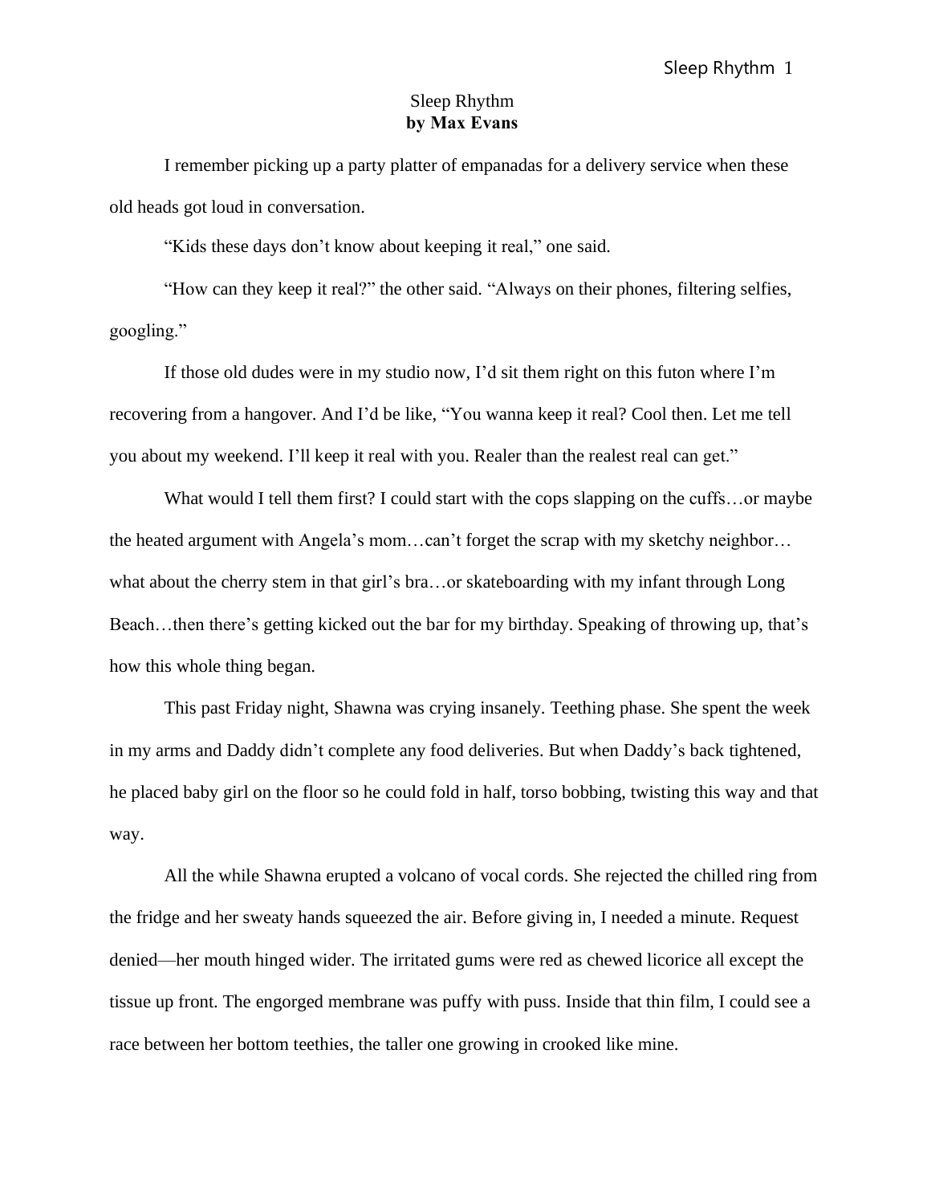# Sleep Rhythm

**by Max Evans**

I remember picking up a party platter of empanadas for a delivery service when these old heads got loud in conversation.

"Kids these days don't know about keeping it real," one said.

"How can they keep it real?" the other said. "Always on their phones, filtering selfies, googling."

If those old dudes were in my studio now, I'd sit them right on this futon where I'm recovering from a hangover. And I'd be like, "You wanna keep it real? Cool then. Let me tell you about my weekend. I'll keep it real with you. Realer than the realest real can get."

What would I tell them first? I could start with the cops slapping on the cuffs…or maybe the heated argument with Angela's mom…can't forget the scrap with my sketchy neighbor… what about the cherry stem in that girl's bra…or skateboarding with my infant through Long Beach…then there's getting kicked out the bar for my birthday. Speaking of throwing up, that's how this whole thing began.

This past Friday night, Shawna was crying insanely. Teething phase. She spent the week in my arms and Daddy didn't complete any food deliveries. But when Daddy's back tightened, he placed baby girl on the floor so he could fold in half, torso bobbing, twisting this way and that way.

All the while Shawna erupted a volcano of vocal cords. She rejected the chilled ring from the fridge and her sweaty hands squeezed the air. Before giving in, I needed a minute. Request denied—her mouth hinged wider. The irritated gums were red as chewed licorice all except the tissue up front. The engorged membrane was puffy with puss. Inside that thin film, I could see a race between her bottom teethies, the taller one growing in crooked like mine.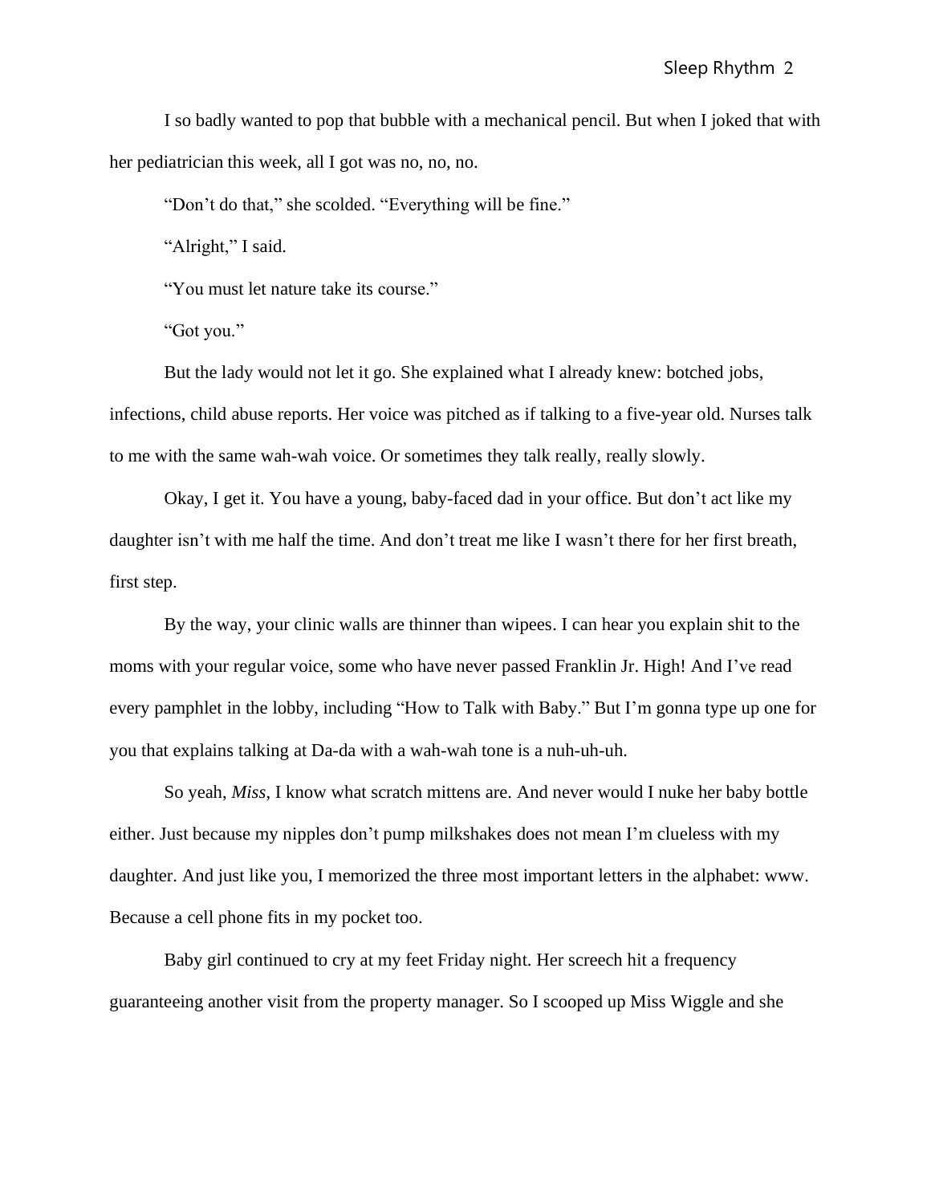I so badly wanted to pop that bubble with a mechanical pencil. But when I joked that with her pediatrician this week, all I got was no, no, no.

"Don't do that," she scolded. "Everything will be fine."

"Alright," I said.

"You must let nature take its course."

"Got you."

But the lady would not let it go. She explained what I already knew: botched jobs, infections, child abuse reports. Her voice was pitched as if talking to a five-year old. Nurses talk to me with the same wah-wah voice. Or sometimes they talk really, really slowly.

Okay, I get it. You have a young, baby-faced dad in your office. But don't act like my daughter isn't with me half the time. And don't treat me like I wasn't there for her first breath, first step.

By the way, your clinic walls are thinner than wipees. I can hear you explain shit to the moms with your regular voice, some who have never passed Franklin Jr. High! And I've read every pamphlet in the lobby, including "How to Talk with Baby." But I'm gonna type up one for you that explains talking at Da-da with a wah-wah tone is a nuh-uh-uh.

So yeah, *Miss*, I know what scratch mittens are. And never would I nuke her baby bottle either. Just because my nipples don't pump milkshakes does not mean I'm clueless with my daughter. And just like you, I memorized the three most important letters in the alphabet: www. Because a cell phone fits in my pocket too.

Baby girl continued to cry at my feet Friday night. Her screech hit a frequency guaranteeing another visit from the property manager. So I scooped up Miss Wiggle and she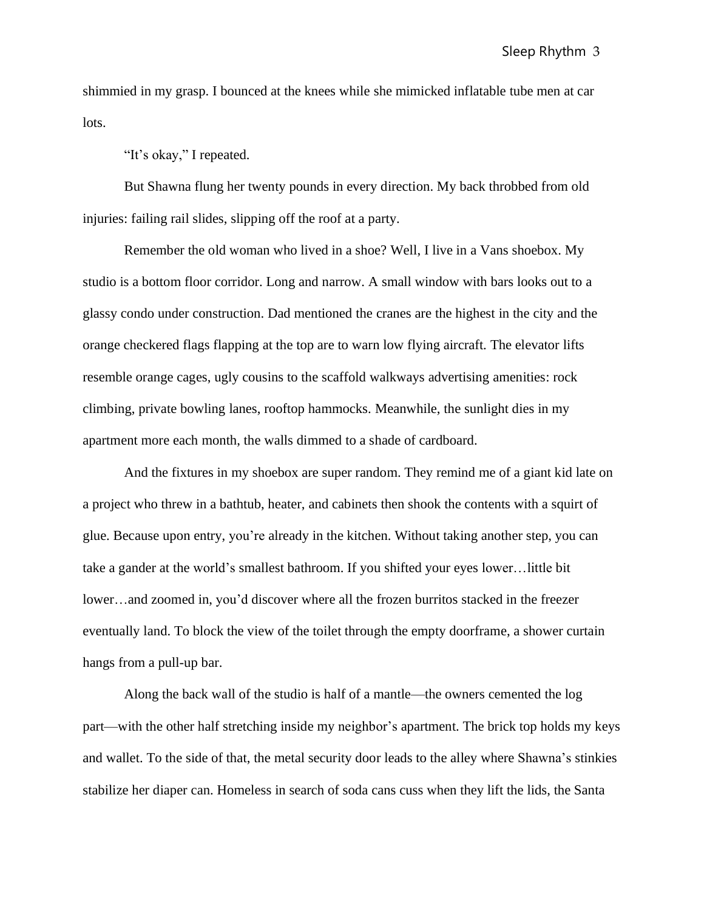shimmied in my grasp. I bounced at the knees while she mimicked inflatable tube men at car lots.

"It's okay," I repeated.

But Shawna flung her twenty pounds in every direction. My back throbbed from old injuries: failing rail slides, slipping off the roof at a party.

Remember the old woman who lived in a shoe? Well, I live in a Vans shoebox. My studio is a bottom floor corridor. Long and narrow. A small window with bars looks out to a glassy condo under construction. Dad mentioned the cranes are the highest in the city and the orange checkered flags flapping at the top are to warn low flying aircraft. The elevator lifts resemble orange cages, ugly cousins to the scaffold walkways advertising amenities: rock climbing, private bowling lanes, rooftop hammocks. Meanwhile, the sunlight dies in my apartment more each month, the walls dimmed to a shade of cardboard.

And the fixtures in my shoebox are super random. They remind me of a giant kid late on a project who threw in a bathtub, heater, and cabinets then shook the contents with a squirt of glue. Because upon entry, you're already in the kitchen. Without taking another step, you can take a gander at the world's smallest bathroom. If you shifted your eyes lower…little bit lower…and zoomed in, you'd discover where all the frozen burritos stacked in the freezer eventually land. To block the view of the toilet through the empty doorframe, a shower curtain hangs from a pull-up bar.

Along the back wall of the studio is half of a mantle—the owners cemented the log part—with the other half stretching inside my neighbor's apartment. The brick top holds my keys and wallet. To the side of that, the metal security door leads to the alley where Shawna's stinkies stabilize her diaper can. Homeless in search of soda cans cuss when they lift the lids, the Santa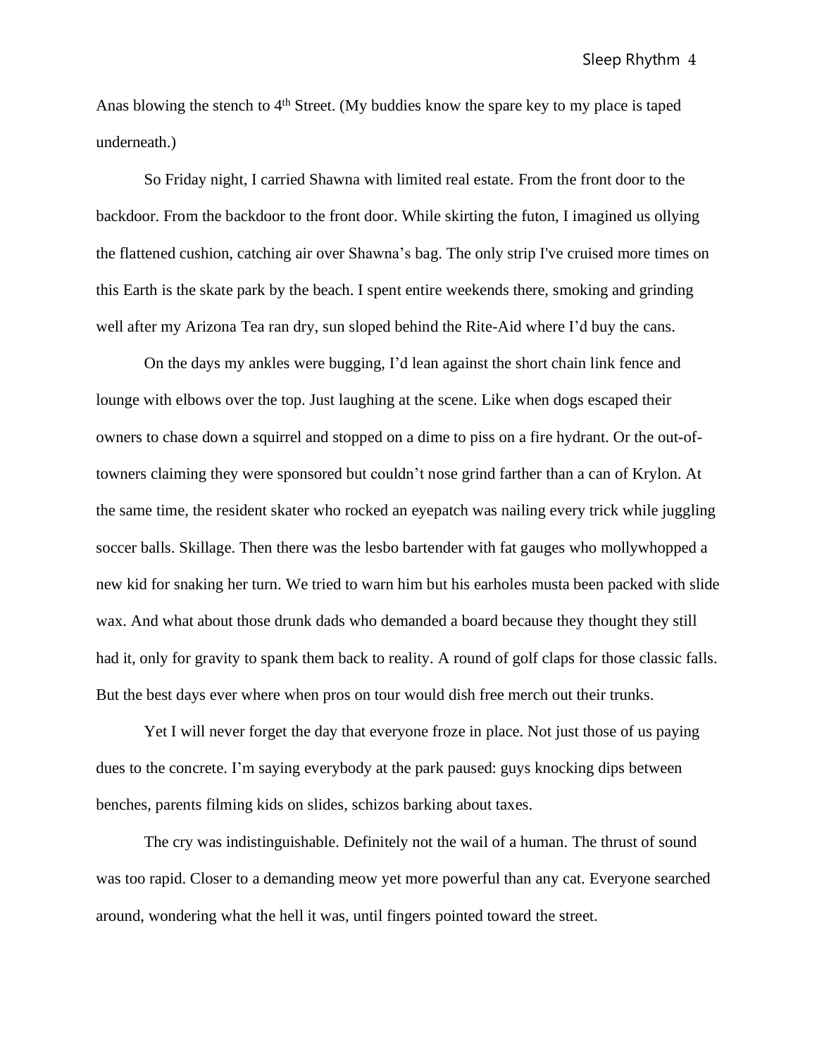Anas blowing the stench to 4th Street. (My buddies know the spare key to my place is taped underneath.)

So Friday night, I carried Shawna with limited real estate. From the front door to the backdoor. From the backdoor to the front door. While skirting the futon, I imagined us ollying the flattened cushion, catching air over Shawna's bag. The only strip I've cruised more times on this Earth is the skate park by the beach. I spent entire weekends there, smoking and grinding well after my Arizona Tea ran dry, sun sloped behind the Rite-Aid where I'd buy the cans.

On the days my ankles were bugging, I'd lean against the short chain link fence and lounge with elbows over the top. Just laughing at the scene. Like when dogs escaped their owners to chase down a squirrel and stopped on a dime to piss on a fire hydrant. Or the out-of-towners claiming they were sponsored but couldn't nose grind farther than a can of Krylon. At the same time, the resident skater who rocked an eyepatch was nailing every trick while juggling soccer balls. Skillage. Then there was the lesbo bartender with fat gauges who mollywhopped a new kid for snaking her turn. We tried to warn him but his earholes musta been packed with slide wax. And what about those drunk dads who demanded a board because they thought they still had it, only for gravity to spank them back to reality. A round of golf claps for those classic falls. But the best days ever where when pros on tour would dish free merch out their trunks.

Yet I will never forget the day that everyone froze in place. Not just those of us paying dues to the concrete. I'm saying everybody at the park paused: guys knocking dips between benches, parents filming kids on slides, schizos barking about taxes.

The cry was indistinguishable. Definitely not the wail of a human. The thrust of sound was too rapid. Closer to a demanding meow yet more powerful than any cat. Everyone searched around, wondering what the hell it was, until fingers pointed toward the street.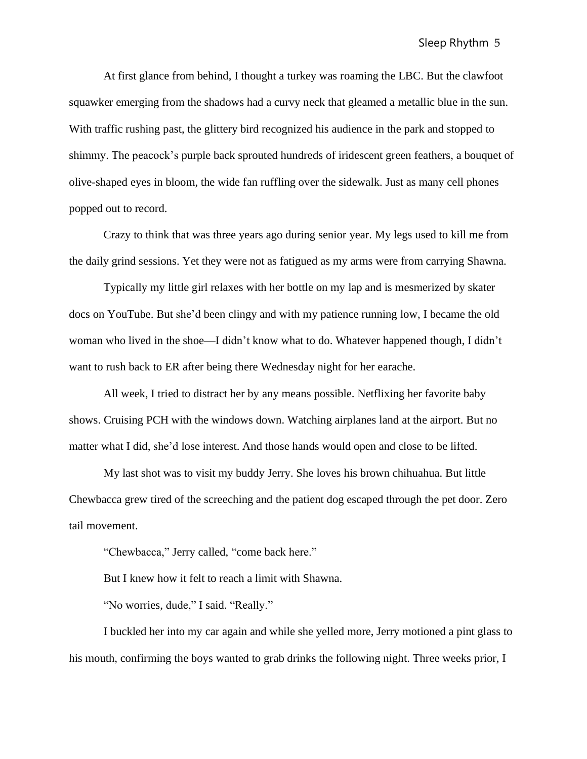At first glance from behind, I thought a turkey was roaming the LBC. But the clawfoot squawker emerging from the shadows had a curvy neck that gleamed a metallic blue in the sun. With traffic rushing past, the glittery bird recognized his audience in the park and stopped to shimmy. The peacock's purple back sprouted hundreds of iridescent green feathers, a bouquet of olive-shaped eyes in bloom, the wide fan ruffling over the sidewalk. Just as many cell phones popped out to record.

Crazy to think that was three years ago during senior year. My legs used to kill me from the daily grind sessions. Yet they were not as fatigued as my arms were from carrying Shawna.

Typically my little girl relaxes with her bottle on my lap and is mesmerized by skater docs on YouTube. But she'd been clingy and with my patience running low, I became the old woman who lived in the shoe—I didn't know what to do. Whatever happened though, I didn't want to rush back to ER after being there Wednesday night for her earache.

All week, I tried to distract her by any means possible. Netflixing her favorite baby shows. Cruising PCH with the windows down. Watching airplanes land at the airport. But no matter what I did, she'd lose interest. And those hands would open and close to be lifted.

My last shot was to visit my buddy Jerry. She loves his brown chihuahua. But little Chewbacca grew tired of the screeching and the patient dog escaped through the pet door. Zero tail movement.

"Chewbacca," Jerry called, "come back here."

But I knew how it felt to reach a limit with Shawna.

"No worries, dude," I said. "Really."

I buckled her into my car again and while she yelled more, Jerry motioned a pint glass to his mouth, confirming the boys wanted to grab drinks the following night. Three weeks prior, I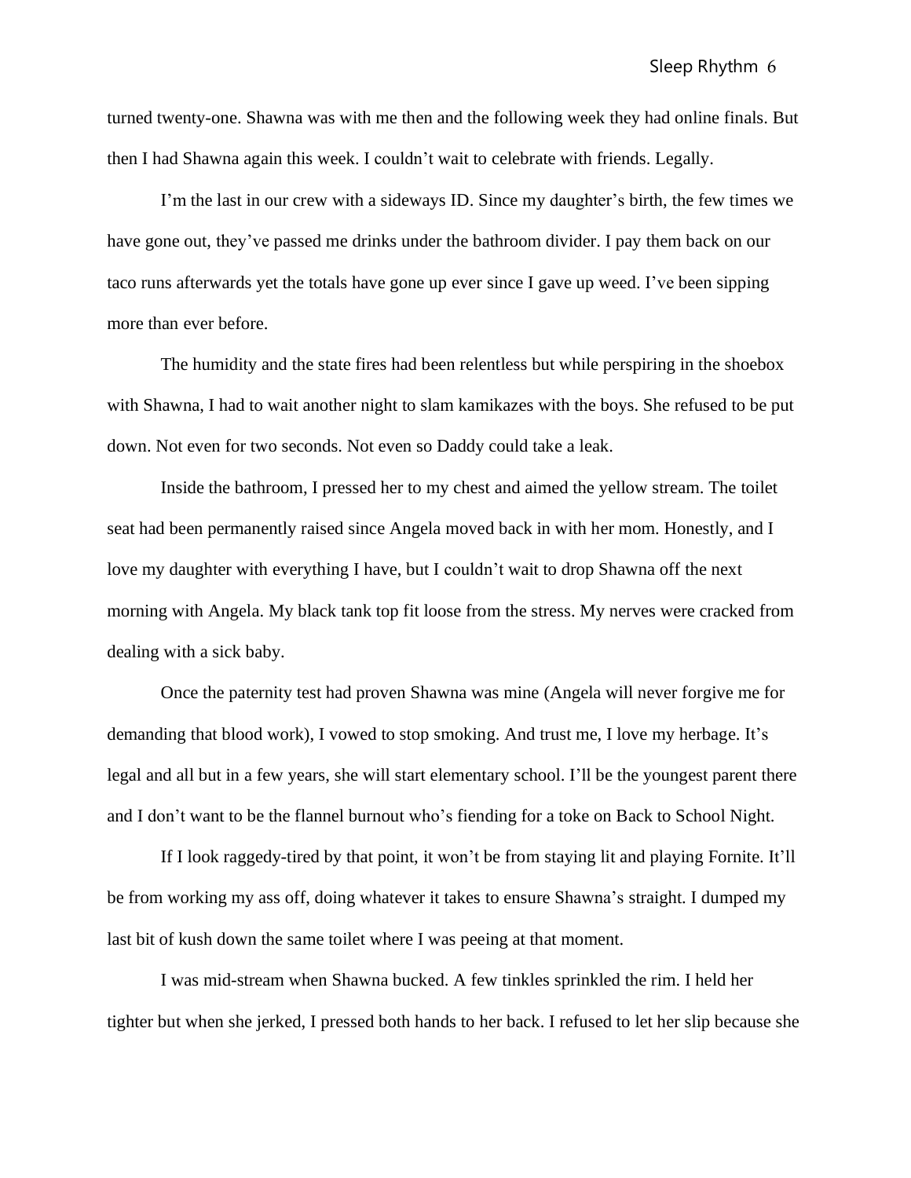turned twenty-one. Shawna was with me then and the following week they had online finals. But then I had Shawna again this week. I couldn't wait to celebrate with friends. Legally.

I'm the last in our crew with a sideways ID. Since my daughter's birth, the few times we have gone out, they've passed me drinks under the bathroom divider. I pay them back on our taco runs afterwards yet the totals have gone up ever since I gave up weed. I've been sipping more than ever before.

The humidity and the state fires had been relentless but while perspiring in the shoebox with Shawna, I had to wait another night to slam kamikazes with the boys. She refused to be put down. Not even for two seconds. Not even so Daddy could take a leak.

Inside the bathroom, I pressed her to my chest and aimed the yellow stream. The toilet seat had been permanently raised since Angela moved back in with her mom. Honestly, and I love my daughter with everything I have, but I couldn't wait to drop Shawna off the next morning with Angela. My black tank top fit loose from the stress. My nerves were cracked from dealing with a sick baby.

Once the paternity test had proven Shawna was mine (Angela will never forgive me for demanding that blood work), I vowed to stop smoking. And trust me, I love my herbage. It's legal and all but in a few years, she will start elementary school. I'll be the youngest parent there and I don't want to be the flannel burnout who's fiending for a toke on Back to School Night.

If I look raggedy-tired by that point, it won't be from staying lit and playing Fornite. It'll be from working my ass off, doing whatever it takes to ensure Shawna's straight. I dumped my last bit of kush down the same toilet where I was peeing at that moment.

I was mid-stream when Shawna bucked. A few tinkles sprinkled the rim. I held her tighter but when she jerked, I pressed both hands to her back. I refused to let her slip because she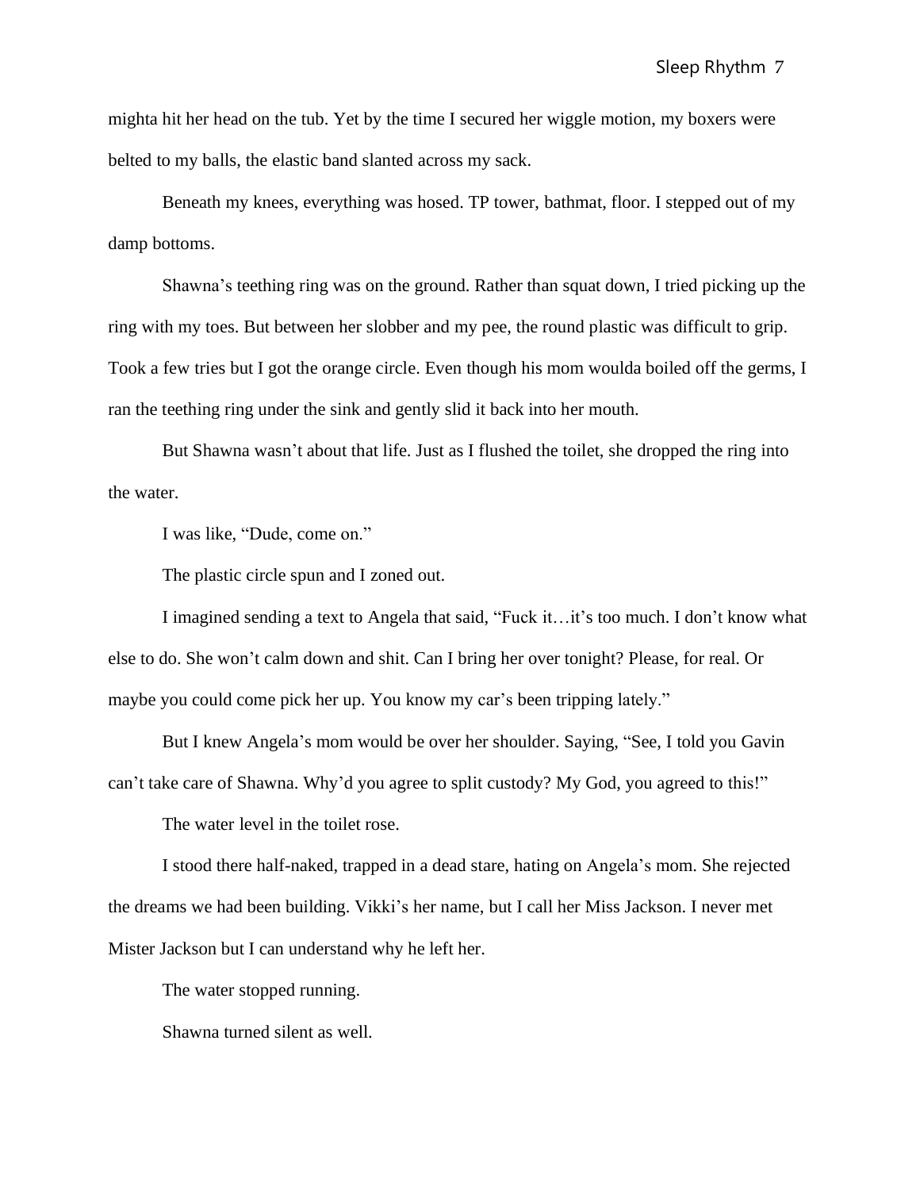mighta hit her head on the tub. Yet by the time I secured her wiggle motion, my boxers were belted to my balls, the elastic band slanted across my sack.

Beneath my knees, everything was hosed. TP tower, bathmat, floor. I stepped out of my damp bottoms.

Shawna's teething ring was on the ground. Rather than squat down, I tried picking up the ring with my toes. But between her slobber and my pee, the round plastic was difficult to grip. Took a few tries but I got the orange circle. Even though his mom woulda boiled off the germs, I ran the teething ring under the sink and gently slid it back into her mouth.

But Shawna wasn't about that life. Just as I flushed the toilet, she dropped the ring into the water.

I was like, "Dude, come on."

The plastic circle spun and I zoned out.

I imagined sending a text to Angela that said, "Fuck it…it's too much. I don't know what else to do. She won't calm down and shit. Can I bring her over tonight? Please, for real. Or maybe you could come pick her up. You know my car's been tripping lately."

But I knew Angela's mom would be over her shoulder. Saying, "See, I told you Gavin can't take care of Shawna. Why'd you agree to split custody? My God, you agreed to this!"

The water level in the toilet rose.

I stood there half-naked, trapped in a dead stare, hating on Angela's mom. She rejected the dreams we had been building. Vikki's her name, but I call her Miss Jackson. I never met Mister Jackson but I can understand why he left her.

The water stopped running.

Shawna turned silent as well.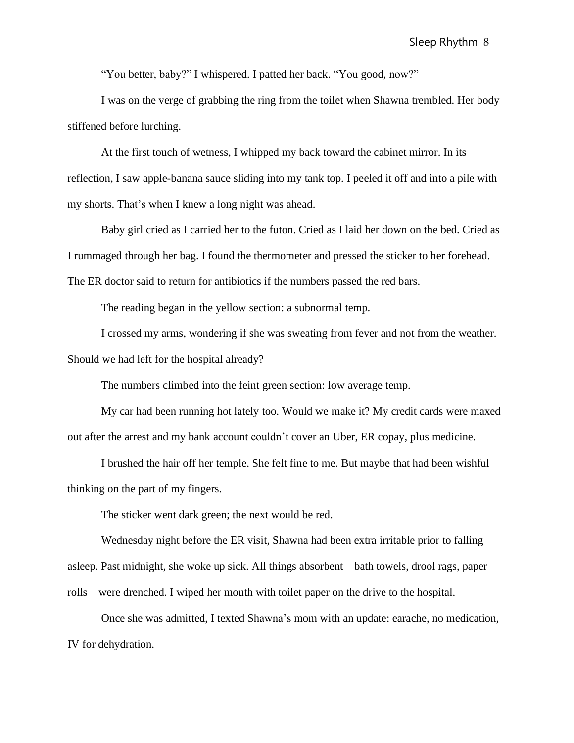"You better, baby?" I whispered. I patted her back. "You good, now?"

I was on the verge of grabbing the ring from the toilet when Shawna trembled. Her body stiffened before lurching.

At the first touch of wetness, I whipped my back toward the cabinet mirror. In its reflection, I saw apple-banana sauce sliding into my tank top. I peeled it off and into a pile with my shorts. That's when I knew a long night was ahead.

Baby girl cried as I carried her to the futon. Cried as I laid her down on the bed. Cried as I rummaged through her bag. I found the thermometer and pressed the sticker to her forehead. The ER doctor said to return for antibiotics if the numbers passed the red bars.

The reading began in the yellow section: a subnormal temp.

I crossed my arms, wondering if she was sweating from fever and not from the weather. Should we had left for the hospital already?

The numbers climbed into the feint green section: low average temp.

My car had been running hot lately too. Would we make it? My credit cards were maxed out after the arrest and my bank account couldn't cover an Uber, ER copay, plus medicine.

I brushed the hair off her temple. She felt fine to me. But maybe that had been wishful thinking on the part of my fingers.

The sticker went dark green; the next would be red.

Wednesday night before the ER visit, Shawna had been extra irritable prior to falling asleep. Past midnight, she woke up sick. All things absorbent—bath towels, drool rags, paper rolls—were drenched. I wiped her mouth with toilet paper on the drive to the hospital.

Once she was admitted, I texted Shawna's mom with an update: earache, no medication, IV for dehydration.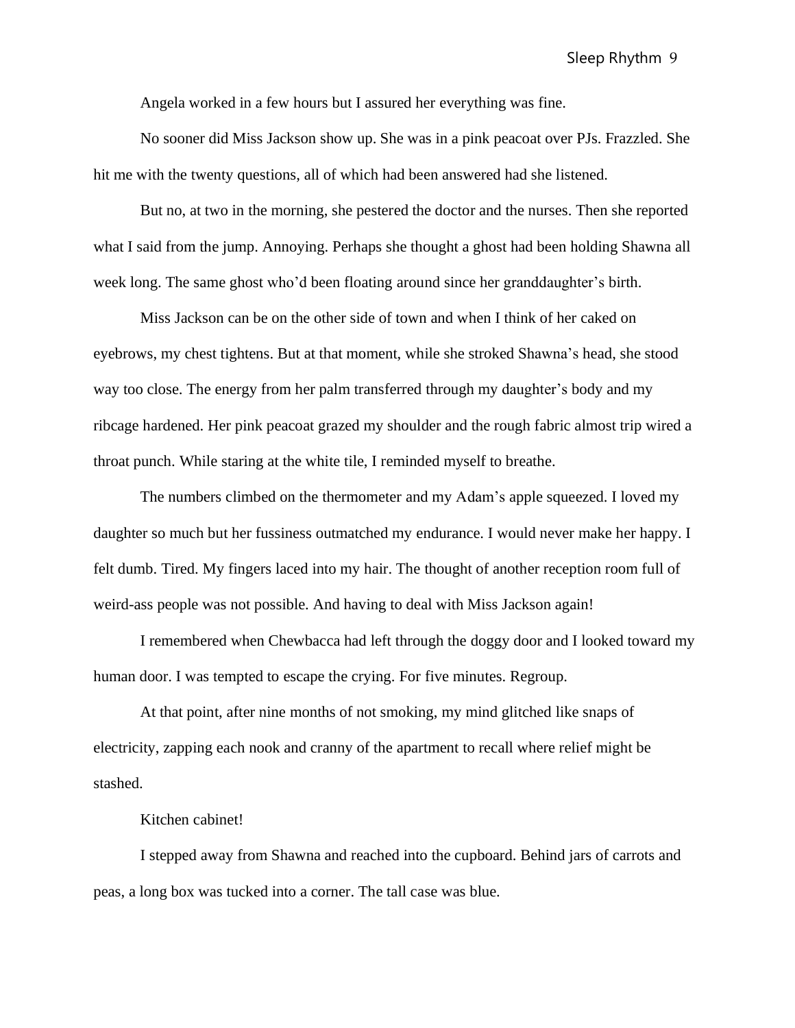Angela worked in a few hours but I assured her everything was fine.

No sooner did Miss Jackson show up. She was in a pink peacoat over PJs. Frazzled. She hit me with the twenty questions, all of which had been answered had she listened.

But no, at two in the morning, she pestered the doctor and the nurses. Then she reported what I said from the jump. Annoying. Perhaps she thought a ghost had been holding Shawna all week long. The same ghost who'd been floating around since her granddaughter's birth.

Miss Jackson can be on the other side of town and when I think of her caked on eyebrows, my chest tightens. But at that moment, while she stroked Shawna's head, she stood way too close. The energy from her palm transferred through my daughter's body and my ribcage hardened. Her pink peacoat grazed my shoulder and the rough fabric almost trip wired a throat punch. While staring at the white tile, I reminded myself to breathe.

The numbers climbed on the thermometer and my Adam's apple squeezed. I loved my daughter so much but her fussiness outmatched my endurance. I would never make her happy. I felt dumb. Tired. My fingers laced into my hair. The thought of another reception room full of weird-ass people was not possible. And having to deal with Miss Jackson again!

I remembered when Chewbacca had left through the doggy door and I looked toward my human door. I was tempted to escape the crying. For five minutes. Regroup.

At that point, after nine months of not smoking, my mind glitched like snaps of electricity, zapping each nook and cranny of the apartment to recall where relief might be stashed.

Kitchen cabinet!

I stepped away from Shawna and reached into the cupboard. Behind jars of carrots and peas, a long box was tucked into a corner. The tall case was blue.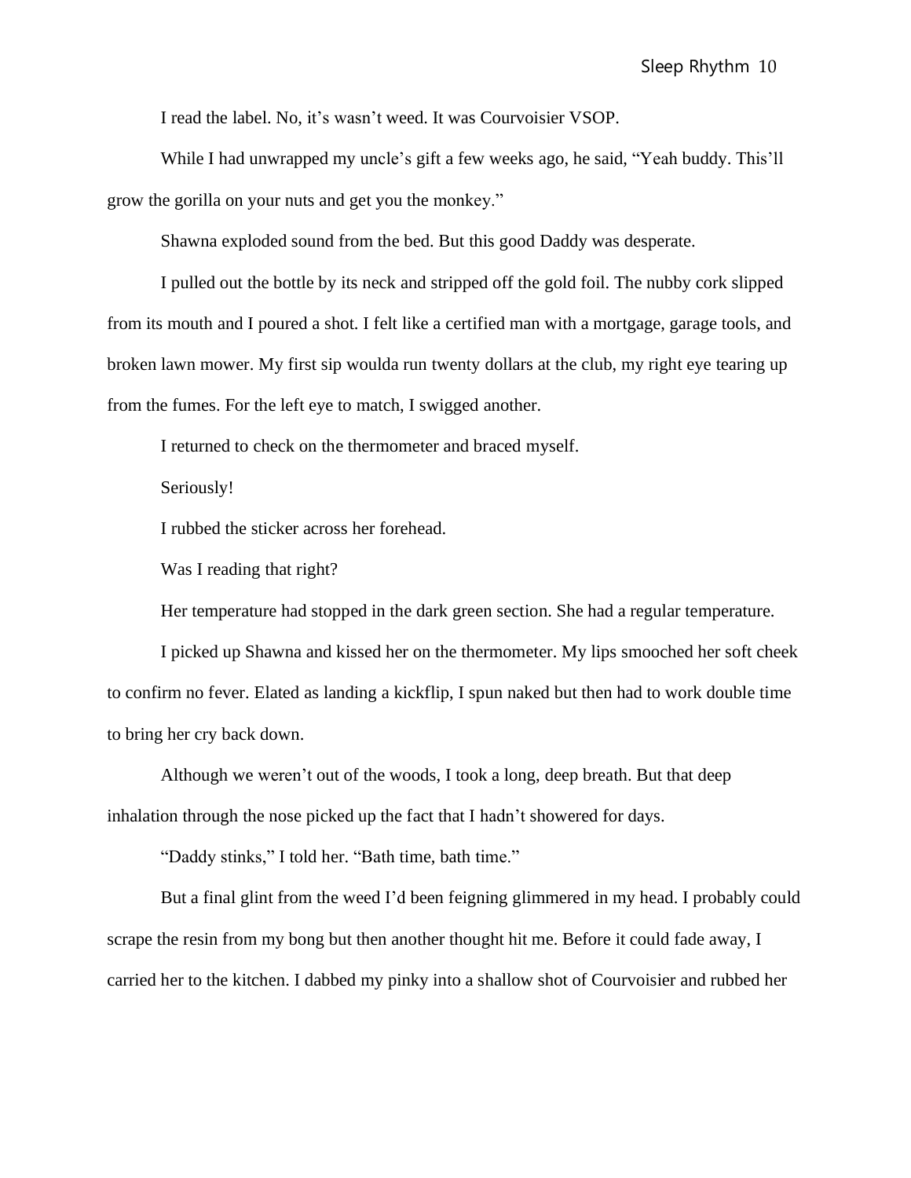I read the label. No, it's wasn't weed. It was Courvoisier VSOP.

While I had unwrapped my uncle's gift a few weeks ago, he said, "Yeah buddy. This'll grow the gorilla on your nuts and get you the monkey."

Shawna exploded sound from the bed. But this good Daddy was desperate.

I pulled out the bottle by its neck and stripped off the gold foil. The nubby cork slipped from its mouth and I poured a shot. I felt like a certified man with a mortgage, garage tools, and broken lawn mower. My first sip woulda run twenty dollars at the club, my right eye tearing up from the fumes. For the left eye to match, I swigged another.

I returned to check on the thermometer and braced myself.

Seriously!

I rubbed the sticker across her forehead.

Was I reading that right?

Her temperature had stopped in the dark green section. She had a regular temperature.

I picked up Shawna and kissed her on the thermometer. My lips smooched her soft cheek to confirm no fever. Elated as landing a kickflip, I spun naked but then had to work double time to bring her cry back down.

Although we weren't out of the woods, I took a long, deep breath. But that deep inhalation through the nose picked up the fact that I hadn't showered for days.

"Daddy stinks," I told her. "Bath time, bath time."

But a final glint from the weed I'd been feigning glimmered in my head. I probably could scrape the resin from my bong but then another thought hit me. Before it could fade away, I carried her to the kitchen. I dabbed my pinky into a shallow shot of Courvoisier and rubbed her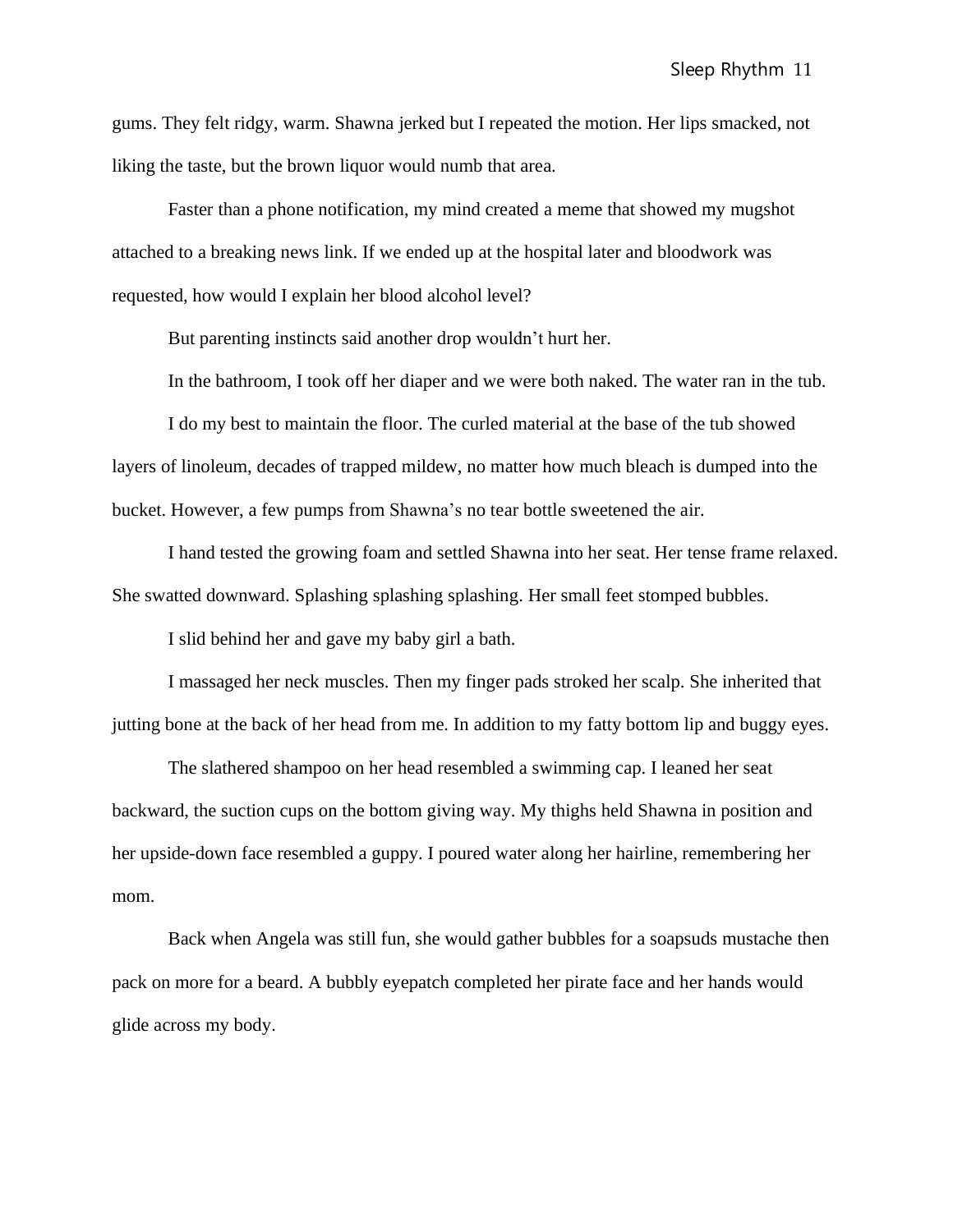gums. They felt ridgy, warm. Shawna jerked but I repeated the motion. Her lips smacked, not liking the taste, but the brown liquor would numb that area.

Faster than a phone notification, my mind created a meme that showed my mugshot attached to a breaking news link. If we ended up at the hospital later and bloodwork was requested, how would I explain her blood alcohol level?

But parenting instincts said another drop wouldn't hurt her.

In the bathroom, I took off her diaper and we were both naked. The water ran in the tub.

I do my best to maintain the floor. The curled material at the base of the tub showed layers of linoleum, decades of trapped mildew, no matter how much bleach is dumped into the bucket. However, a few pumps from Shawna's no tear bottle sweetened the air.

I hand tested the growing foam and settled Shawna into her seat. Her tense frame relaxed. She swatted downward. Splashing splashing splashing. Her small feet stomped bubbles.

I slid behind her and gave my baby girl a bath.

I massaged her neck muscles. Then my finger pads stroked her scalp. She inherited that jutting bone at the back of her head from me. In addition to my fatty bottom lip and buggy eyes.

The slathered shampoo on her head resembled a swimming cap. I leaned her seat backward, the suction cups on the bottom giving way. My thighs held Shawna in position and her upside-down face resembled a guppy. I poured water along her hairline, remembering her mom.

Back when Angela was still fun, she would gather bubbles for a soapsuds mustache then pack on more for a beard. A bubbly eyepatch completed her pirate face and her hands would glide across my body.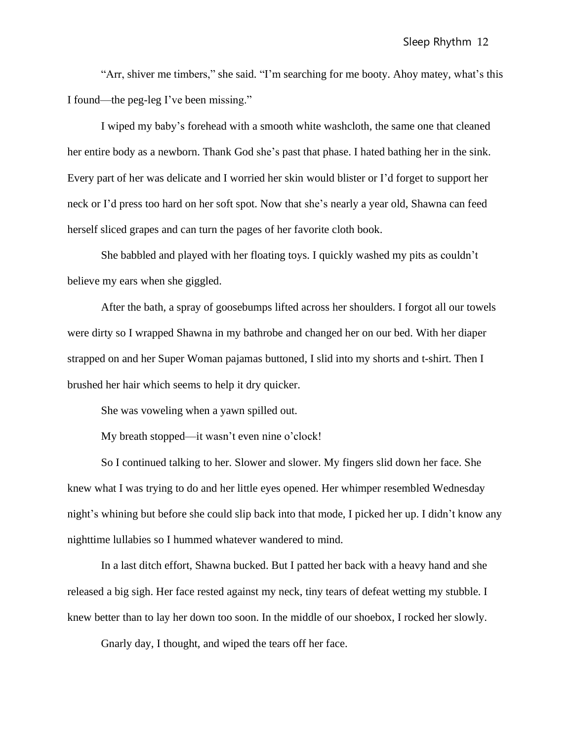"Arr, shiver me timbers," she said. "I'm searching for me booty. Ahoy matey, what's this I found—the peg-leg I've been missing."

I wiped my baby's forehead with a smooth white washcloth, the same one that cleaned her entire body as a newborn. Thank God she's past that phase. I hated bathing her in the sink. Every part of her was delicate and I worried her skin would blister or I'd forget to support her neck or I'd press too hard on her soft spot. Now that she's nearly a year old, Shawna can feed herself sliced grapes and can turn the pages of her favorite cloth book.

She babbled and played with her floating toys. I quickly washed my pits as couldn't believe my ears when she giggled.

After the bath, a spray of goosebumps lifted across her shoulders. I forgot all our towels were dirty so I wrapped Shawna in my bathrobe and changed her on our bed. With her diaper strapped on and her Super Woman pajamas buttoned, I slid into my shorts and t-shirt. Then I brushed her hair which seems to help it dry quicker.

She was voweling when a yawn spilled out.

My breath stopped—it wasn't even nine o'clock!

So I continued talking to her. Slower and slower. My fingers slid down her face. She knew what I was trying to do and her little eyes opened. Her whimper resembled Wednesday night's whining but before she could slip back into that mode, I picked her up. I didn't know any nighttime lullabies so I hummed whatever wandered to mind.

In a last ditch effort, Shawna bucked. But I patted her back with a heavy hand and she released a big sigh. Her face rested against my neck, tiny tears of defeat wetting my stubble. I knew better than to lay her down too soon. In the middle of our shoebox, I rocked her slowly.

Gnarly day, I thought, and wiped the tears off her face.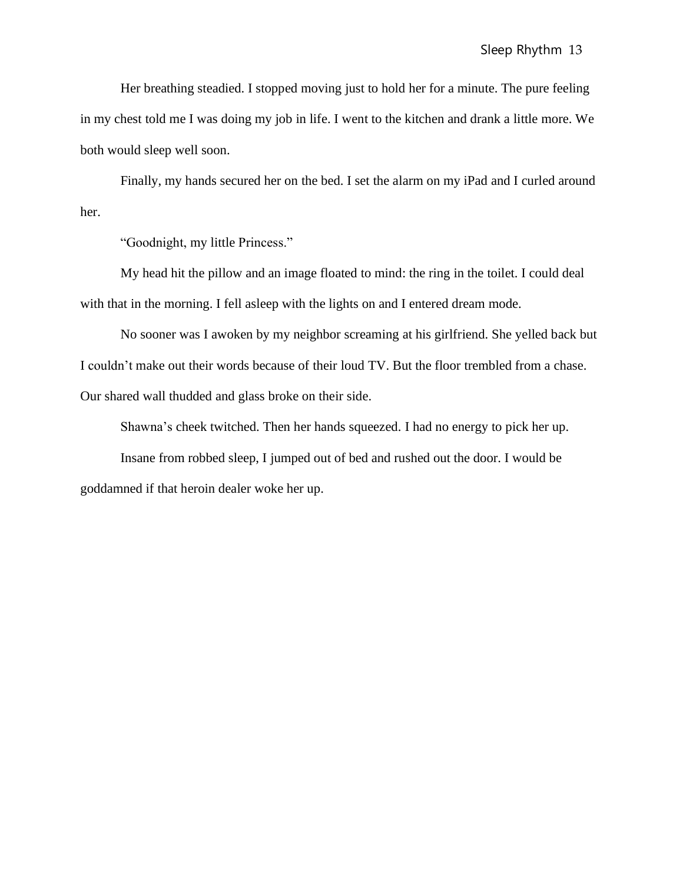Her breathing steadied. I stopped moving just to hold her for a minute. The pure feeling in my chest told me I was doing my job in life. I went to the kitchen and drank a little more. We both would sleep well soon.

Finally, my hands secured her on the bed. I set the alarm on my iPad and I curled around her.

"Goodnight, my little Princess."

My head hit the pillow and an image floated to mind: the ring in the toilet. I could deal with that in the morning. I fell asleep with the lights on and I entered dream mode.

No sooner was I awoken by my neighbor screaming at his girlfriend. She yelled back but I couldn't make out their words because of their loud TV. But the floor trembled from a chase. Our shared wall thudded and glass broke on their side.

Shawna's cheek twitched. Then her hands squeezed. I had no energy to pick her up.

Insane from robbed sleep, I jumped out of bed and rushed out the door. I would be goddamned if that heroin dealer woke her up.